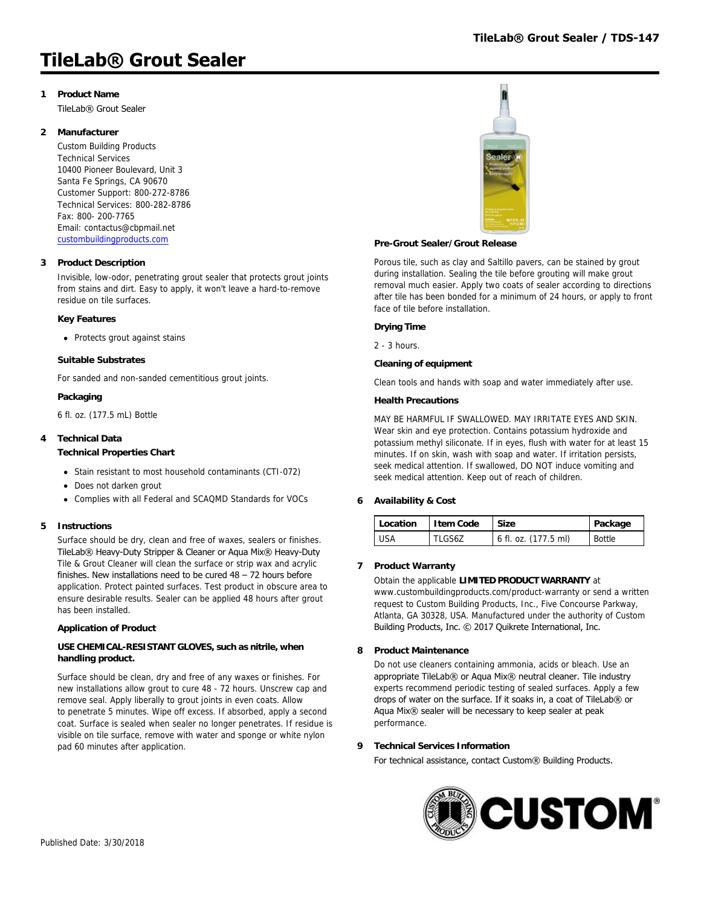# TileLab® Grout Sealer

## 1 Product Name

TileLab® Grout Sealer

## 2 Manufacturer

Custom Building Products
Technical Services
10400 Pioneer Boulevard, Unit 3
Santa Fe Springs, CA 90670
Customer Support: 800-272-8786
Technical Services: 800-282-8786
Fax: 800- 200-7765
Email: contactus@cbpmail.net
custombuildingproducts.com

## 3 Product Description

Invisible, low-odor, penetrating grout sealer that protects grout joints from stains and dirt. Easy to apply, it won't leave a hard-to-remove residue on tile surfaces.

### Key Features

- Protects grout against stains

### Suitable Substrates

For sanded and non-sanded cementitious grout joints.

### Packaging

6 fl. oz. (177.5 mL) Bottle

## 4 Technical Data

### Technical Properties Chart

- Stain resistant to most household contaminants (CTI-072)
- Does not darken grout
- Complies with all Federal and SCAQMD Standards for VOCs

## 5 Instructions

Surface should be dry, clean and free of waxes, sealers or finishes. TileLab® Heavy-Duty Stripper & Cleaner or Aqua Mix® Heavy-Duty Tile & Grout Cleaner will clean the surface or strip wax and acrylic finishes. New installations need to be cured 48 – 72 hours before application. Protect painted surfaces. Test product in obscure area to ensure desirable results. Sealer can be applied 48 hours after grout has been installed.

### Application of Product

**USE CHEMICAL-RESISTANT GLOVES, such as nitrile, when handling product.**

Surface should be clean, dry and free of any waxes or finishes. For new installations allow grout to cure 48 - 72 hours. Unscrew cap and remove seal. Apply liberally to grout joints in even coats. Allow to penetrate 5 minutes. Wipe off excess. If absorbed, apply a second coat. Surface is sealed when sealer no longer penetrates. If residue is visible on tile surface, remove with water and sponge or white nylon pad 60 minutes after application.

### Pre-Grout Sealer/Grout Release

Porous tile, such as clay and Saltillo pavers, can be stained by grout during installation. Sealing the tile before grouting will make grout removal much easier. Apply two coats of sealer according to directions after tile has been bonded for a minimum of 24 hours, or apply to front face of tile before installation.

### Drying Time

2 - 3 hours.

### Cleaning of equipment

Clean tools and hands with soap and water immediately after use.

### Health Precautions

MAY BE HARMFUL IF SWALLOWED. MAY IRRITATE EYES AND SKIN. Wear skin and eye protection. Contains potassium hydroxide and potassium methyl siliconate. If in eyes, flush with water for at least 15 minutes. If on skin, wash with soap and water. If irritation persists, seek medical attention. If swallowed, DO NOT induce vomiting and seek medical attention. Keep out of reach of children.

## 6 Availability & Cost

| Location | Item Code | Size | Package |
|---|---|---|---|
| USA | TLGS6Z | 6 fl. oz. (177.5 ml) | Bottle |

## 7 Product Warranty

Obtain the applicable **LIMITED PRODUCT WARRANTY** at www.custombuildingproducts.com/product-warranty or send a written request to Custom Building Products, Inc., Five Concourse Parkway, Atlanta, GA 30328, USA. Manufactured under the authority of Custom Building Products, Inc. © 2017 Quikrete International, Inc.

## 8 Product Maintenance

Do not use cleaners containing ammonia, acids or bleach. Use an appropriate TileLab® or Aqua Mix® neutral cleaner. Tile industry experts recommend periodic testing of sealed surfaces. Apply a few drops of water on the surface. If it soaks in, a coat of TileLab® or Aqua Mix® sealer will be necessary to keep sealer at peak performance.

## 9 Technical Services Information

For technical assistance, contact Custom® Building Products.

Published Date: 3/30/2018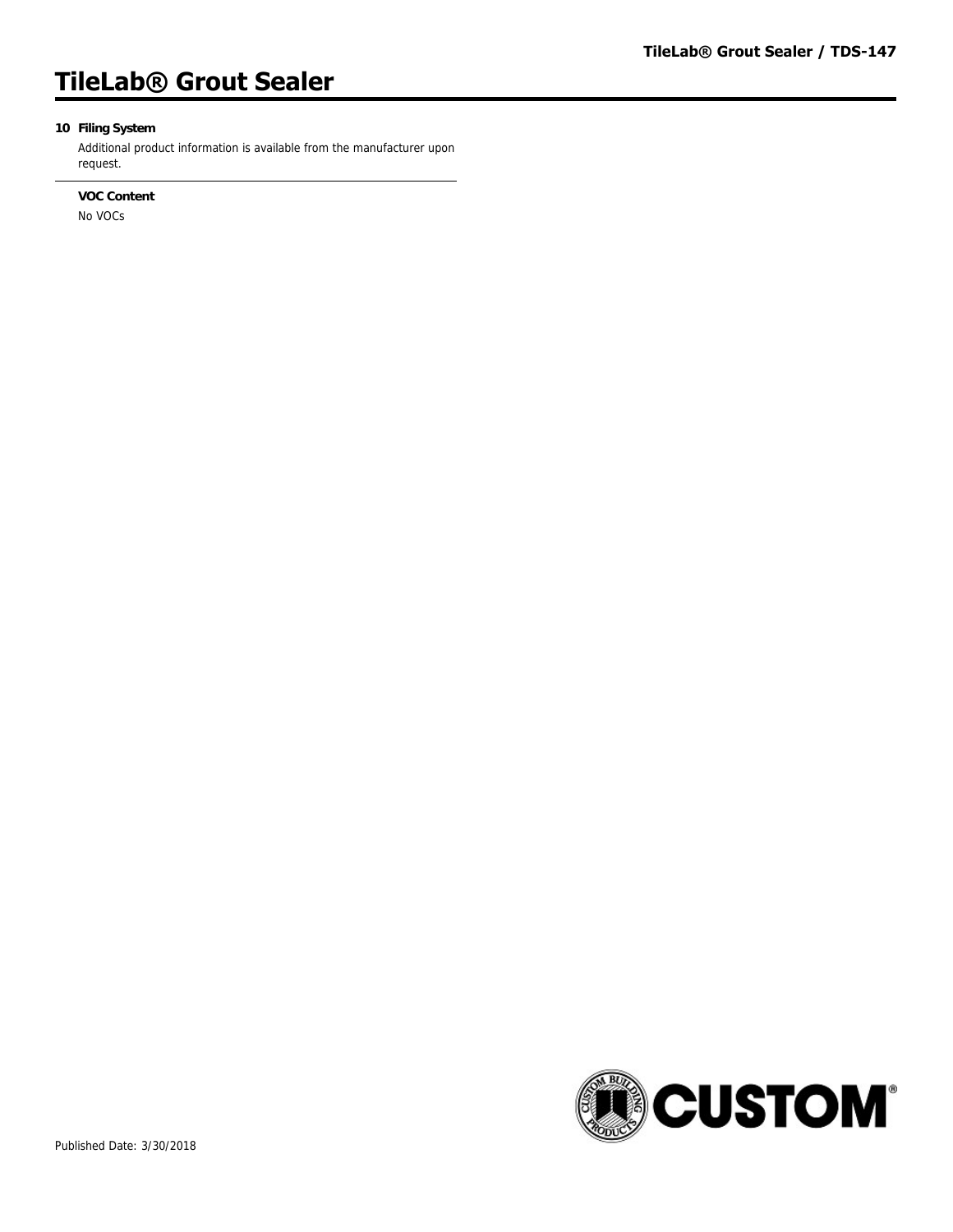# TileLab® Grout Sealer

**10 Filing System**

Additional product information is available from the manufacturer upon request.

---

**VOC Content**

No VOCs

Published Date: 3/30/2018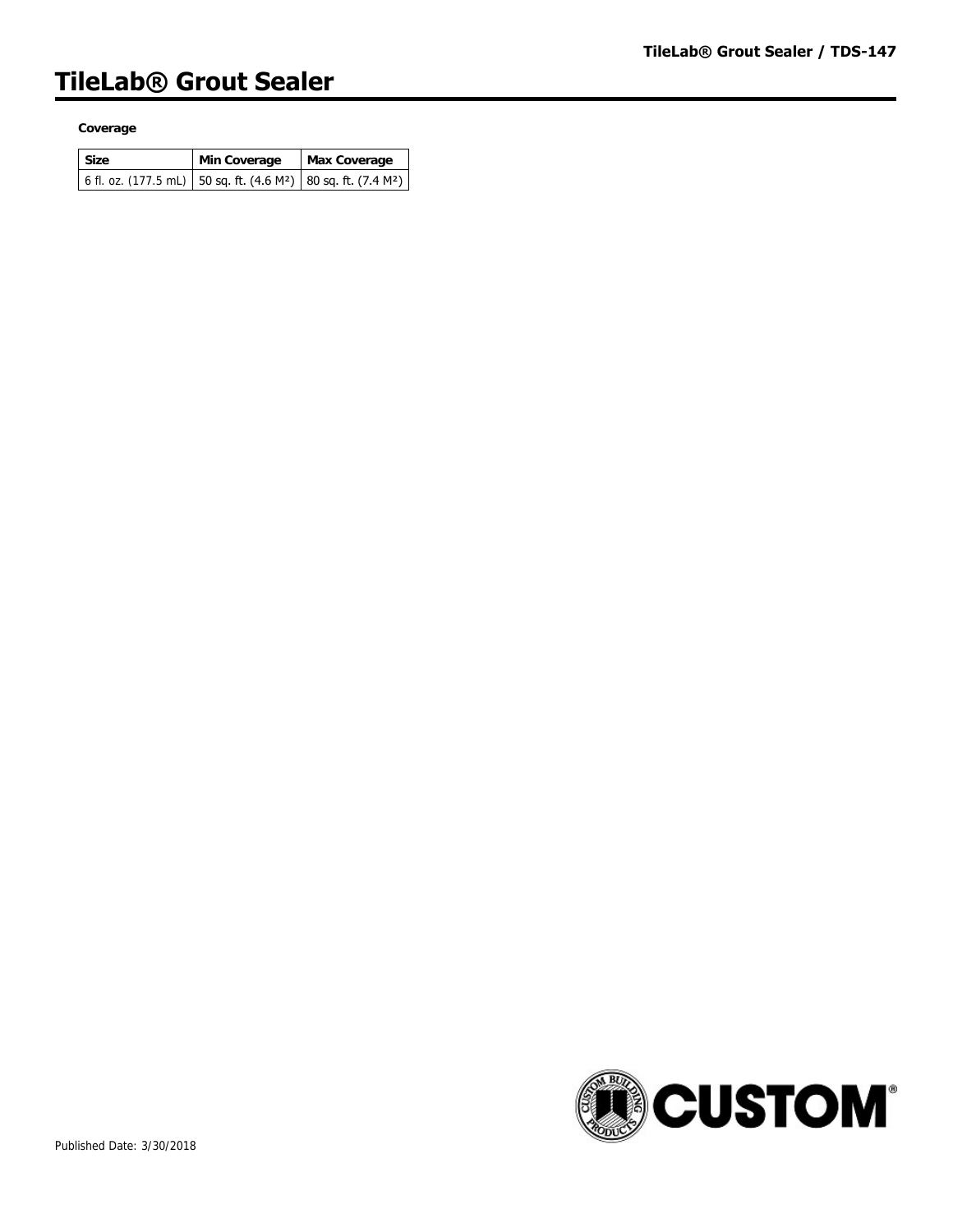# TileLab® Grout Sealer

**Coverage**

| Size | Min Coverage | Max Coverage |
|---|---|---|
| 6 fl. oz. (177.5 mL) | 50 sq. ft. (4.6 $M^2$) | 80 sq. ft. (7.4 $M^2$) |

Published Date: 3/30/2018